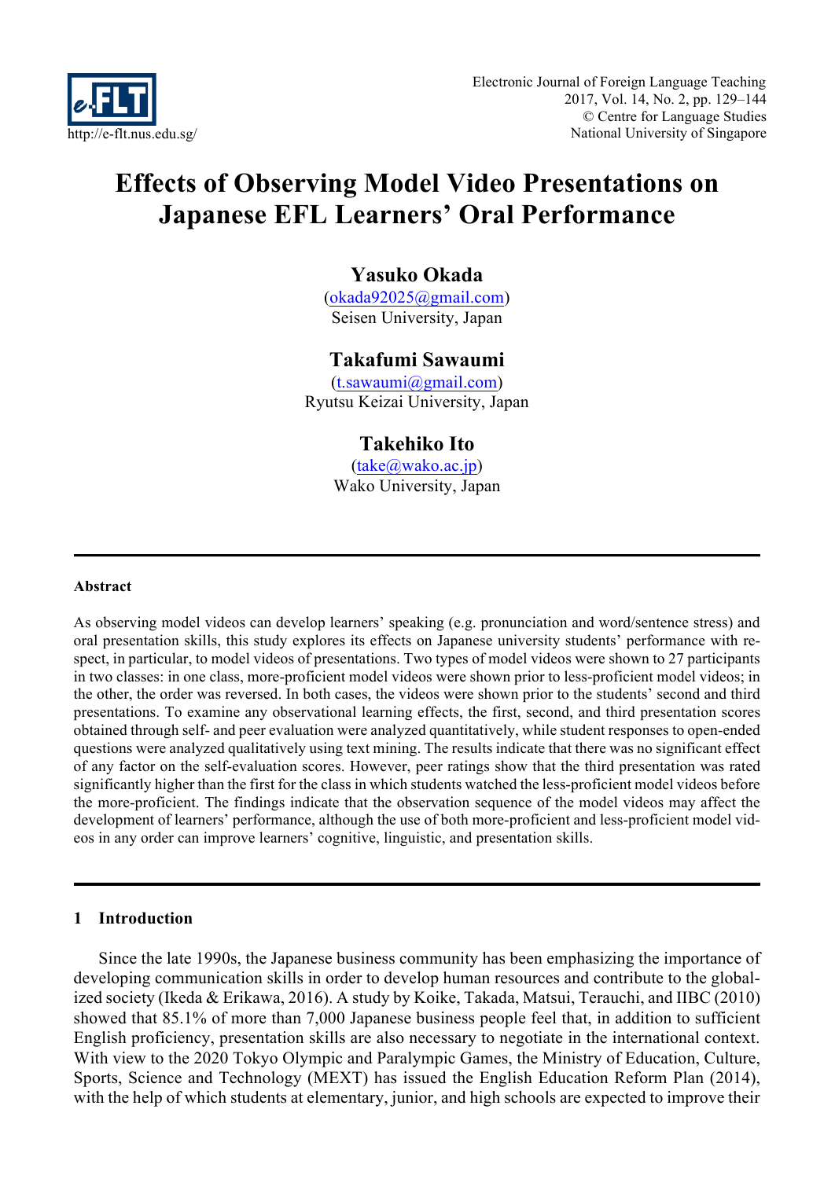# Effects of Observing Model Video Presentations on Japanese EFL Learners' Oral Performance

**Yasuko Okada**
(okada92025@gmail.com)
Seisen University, Japan

**Takafumi Sawaumi**
(t.sawaumi@gmail.com)
Ryutsu Keizai University, Japan

**Takehiko Ito**
(take@wako.ac.jp)
Wako University, Japan

---

**Abstract**

As observing model videos can develop learners' speaking (e.g. pronunciation and word/sentence stress) and oral presentation skills, this study explores its effects on Japanese university students' performance with respect, in particular, to model videos of presentations. Two types of model videos were shown to 27 participants in two classes: in one class, more-proficient model videos were shown prior to less-proficient model videos; in the other, the order was reversed. In both cases, the videos were shown prior to the students' second and third presentations. To examine any observational learning effects, the first, second, and third presentation scores obtained through self- and peer evaluation were analyzed quantitatively, while student responses to open-ended questions were analyzed qualitatively using text mining. The results indicate that there was no significant effect of any factor on the self-evaluation scores. However, peer ratings show that the third presentation was rated significantly higher than the first for the class in which students watched the less-proficient model videos before the more-proficient. The findings indicate that the observation sequence of the model videos may affect the development of learners' performance, although the use of both more-proficient and less-proficient model videos in any order can improve learners' cognitive, linguistic, and presentation skills.

---

## 1 Introduction

Since the late 1990s, the Japanese business community has been emphasizing the importance of developing communication skills in order to develop human resources and contribute to the globalized society (Ikeda & Erikawa, 2016). A study by Koike, Takada, Matsui, Terauchi, and IIBC (2010) showed that 85.1% of more than 7,000 Japanese business people feel that, in addition to sufficient English proficiency, presentation skills are also necessary to negotiate in the international context. With view to the 2020 Tokyo Olympic and Paralympic Games, the Ministry of Education, Culture, Sports, Science and Technology (MEXT) has issued the English Education Reform Plan (2014), with the help of which students at elementary, junior, and high schools are expected to improve their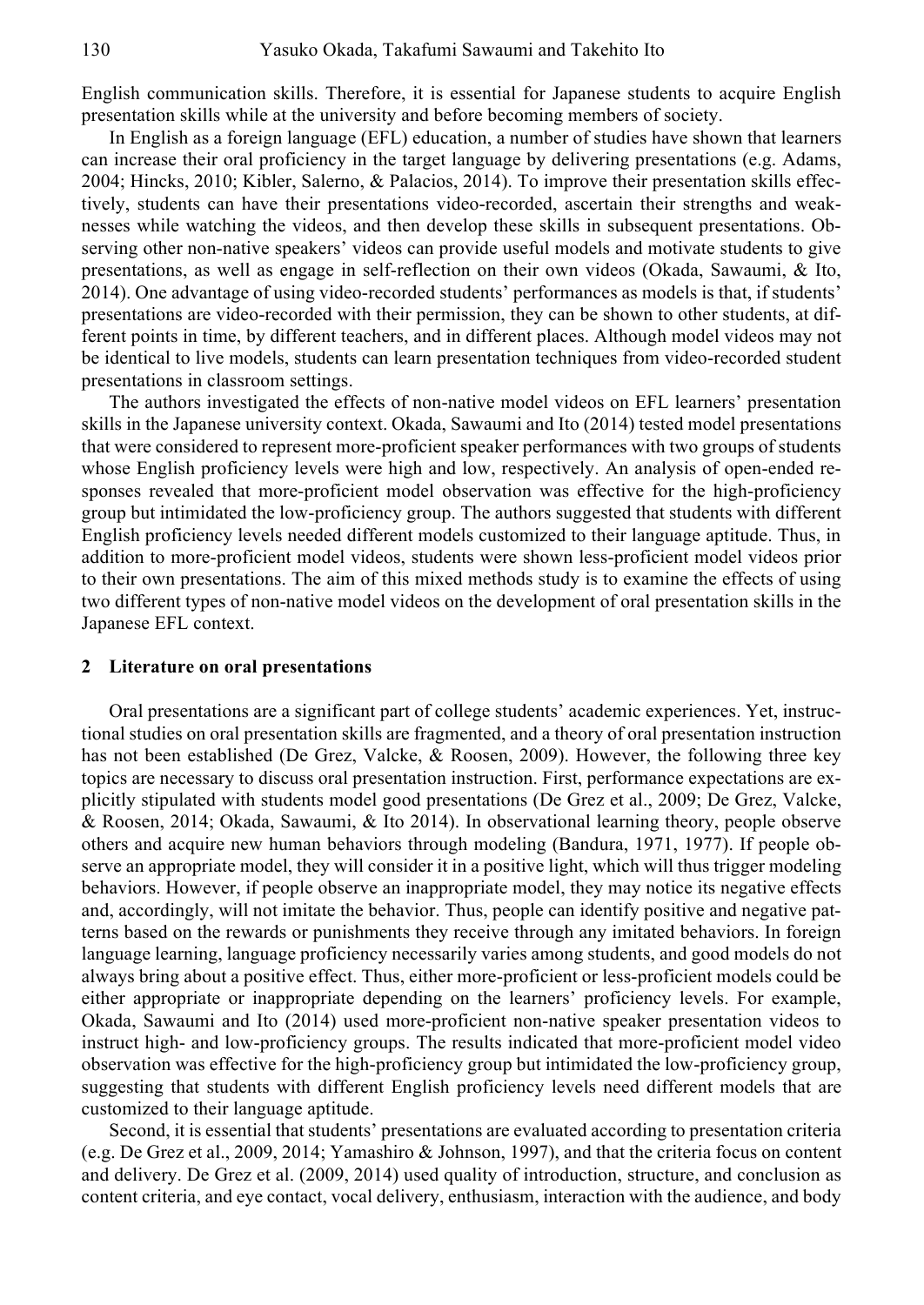English communication skills. Therefore, it is essential for Japanese students to acquire English presentation skills while at the university and before becoming members of society.

In English as a foreign language (EFL) education, a number of studies have shown that learners can increase their oral proficiency in the target language by delivering presentations (e.g. Adams, 2004; Hincks, 2010; Kibler, Salerno, & Palacios, 2014). To improve their presentation skills effectively, students can have their presentations video-recorded, ascertain their strengths and weaknesses while watching the videos, and then develop these skills in subsequent presentations. Observing other non-native speakers' videos can provide useful models and motivate students to give presentations, as well as engage in self-reflection on their own videos (Okada, Sawaumi, & Ito, 2014). One advantage of using video-recorded students' performances as models is that, if students' presentations are video-recorded with their permission, they can be shown to other students, at different points in time, by different teachers, and in different places. Although model videos may not be identical to live models, students can learn presentation techniques from video-recorded student presentations in classroom settings.

The authors investigated the effects of non-native model videos on EFL learners' presentation skills in the Japanese university context. Okada, Sawaumi and Ito (2014) tested model presentations that were considered to represent more-proficient speaker performances with two groups of students whose English proficiency levels were high and low, respectively. An analysis of open-ended responses revealed that more-proficient model observation was effective for the high-proficiency group but intimidated the low-proficiency group. The authors suggested that students with different English proficiency levels needed different models customized to their language aptitude. Thus, in addition to more-proficient model videos, students were shown less-proficient model videos prior to their own presentations. The aim of this mixed methods study is to examine the effects of using two different types of non-native model videos on the development of oral presentation skills in the Japanese EFL context.

## 2 Literature on oral presentations

Oral presentations are a significant part of college students' academic experiences. Yet, instructional studies on oral presentation skills are fragmented, and a theory of oral presentation instruction has not been established (De Grez, Valcke, & Roosen, 2009). However, the following three key topics are necessary to discuss oral presentation instruction. First, performance expectations are explicitly stipulated with students model good presentations (De Grez et al., 2009; De Grez, Valcke, & Roosen, 2014; Okada, Sawaumi, & Ito 2014). In observational learning theory, people observe others and acquire new human behaviors through modeling (Bandura, 1971, 1977). If people observe an appropriate model, they will consider it in a positive light, which will thus trigger modeling behaviors. However, if people observe an inappropriate model, they may notice its negative effects and, accordingly, will not imitate the behavior. Thus, people can identify positive and negative patterns based on the rewards or punishments they receive through any imitated behaviors. In foreign language learning, language proficiency necessarily varies among students, and good models do not always bring about a positive effect. Thus, either more-proficient or less-proficient models could be either appropriate or inappropriate depending on the learners' proficiency levels. For example, Okada, Sawaumi and Ito (2014) used more-proficient non-native speaker presentation videos to instruct high- and low-proficiency groups. The results indicated that more-proficient model video observation was effective for the high-proficiency group but intimidated the low-proficiency group, suggesting that students with different English proficiency levels need different models that are customized to their language aptitude.

Second, it is essential that students' presentations are evaluated according to presentation criteria (e.g. De Grez et al., 2009, 2014; Yamashiro & Johnson, 1997), and that the criteria focus on content and delivery. De Grez et al. (2009, 2014) used quality of introduction, structure, and conclusion as content criteria, and eye contact, vocal delivery, enthusiasm, interaction with the audience, and body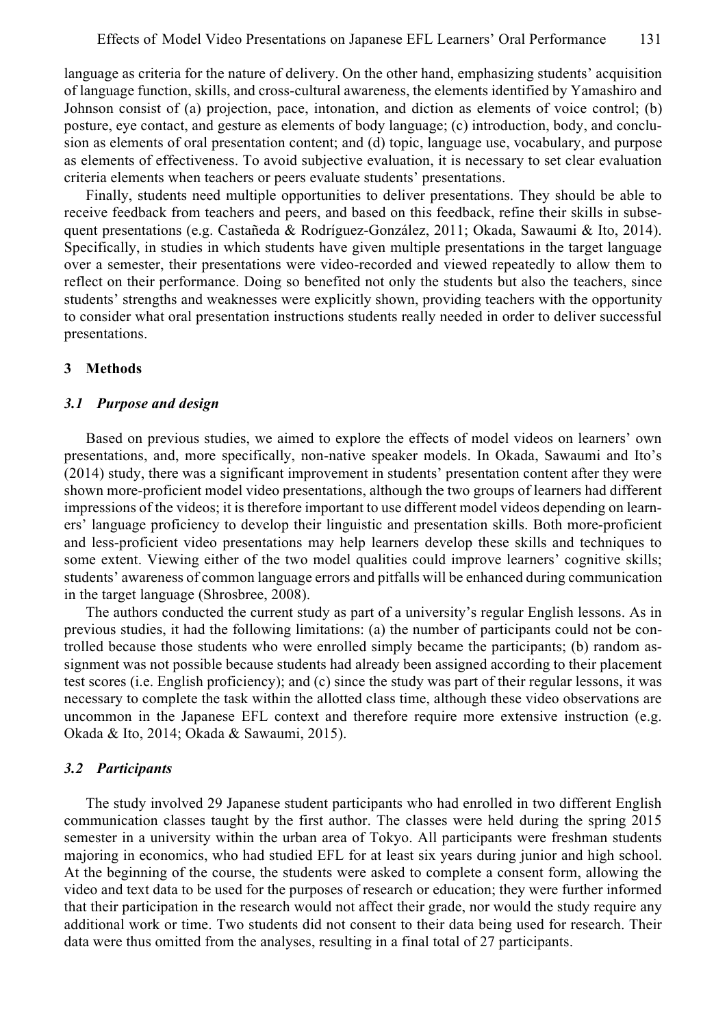language as criteria for the nature of delivery. On the other hand, emphasizing students' acquisition of language function, skills, and cross-cultural awareness, the elements identified by Yamashiro and Johnson consist of (a) projection, pace, intonation, and diction as elements of voice control; (b) posture, eye contact, and gesture as elements of body language; (c) introduction, body, and conclusion as elements of oral presentation content; and (d) topic, language use, vocabulary, and purpose as elements of effectiveness. To avoid subjective evaluation, it is necessary to set clear evaluation criteria elements when teachers or peers evaluate students' presentations.

Finally, students need multiple opportunities to deliver presentations. They should be able to receive feedback from teachers and peers, and based on this feedback, refine their skills in subsequent presentations (e.g. Castañeda & Rodríguez-González, 2011; Okada, Sawaumi & Ito, 2014). Specifically, in studies in which students have given multiple presentations in the target language over a semester, their presentations were video-recorded and viewed repeatedly to allow them to reflect on their performance. Doing so benefited not only the students but also the teachers, since students' strengths and weaknesses were explicitly shown, providing teachers with the opportunity to consider what oral presentation instructions students really needed in order to deliver successful presentations.

## 3 Methods

### *3.1 Purpose and design*

Based on previous studies, we aimed to explore the effects of model videos on learners' own presentations, and, more specifically, non-native speaker models. In Okada, Sawaumi and Ito's (2014) study, there was a significant improvement in students' presentation content after they were shown more-proficient model video presentations, although the two groups of learners had different impressions of the videos; it is therefore important to use different model videos depending on learners' language proficiency to develop their linguistic and presentation skills. Both more-proficient and less-proficient video presentations may help learners develop these skills and techniques to some extent. Viewing either of the two model qualities could improve learners' cognitive skills; students' awareness of common language errors and pitfalls will be enhanced during communication in the target language (Shrosbree, 2008).

The authors conducted the current study as part of a university's regular English lessons. As in previous studies, it had the following limitations: (a) the number of participants could not be controlled because those students who were enrolled simply became the participants; (b) random assignment was not possible because students had already been assigned according to their placement test scores (i.e. English proficiency); and (c) since the study was part of their regular lessons, it was necessary to complete the task within the allotted class time, although these video observations are uncommon in the Japanese EFL context and therefore require more extensive instruction (e.g. Okada & Ito, 2014; Okada & Sawaumi, 2015).

### *3.2 Participants*

The study involved 29 Japanese student participants who had enrolled in two different English communication classes taught by the first author. The classes were held during the spring 2015 semester in a university within the urban area of Tokyo. All participants were freshman students majoring in economics, who had studied EFL for at least six years during junior and high school. At the beginning of the course, the students were asked to complete a consent form, allowing the video and text data to be used for the purposes of research or education; they were further informed that their participation in the research would not affect their grade, nor would the study require any additional work or time. Two students did not consent to their data being used for research. Their data were thus omitted from the analyses, resulting in a final total of 27 participants.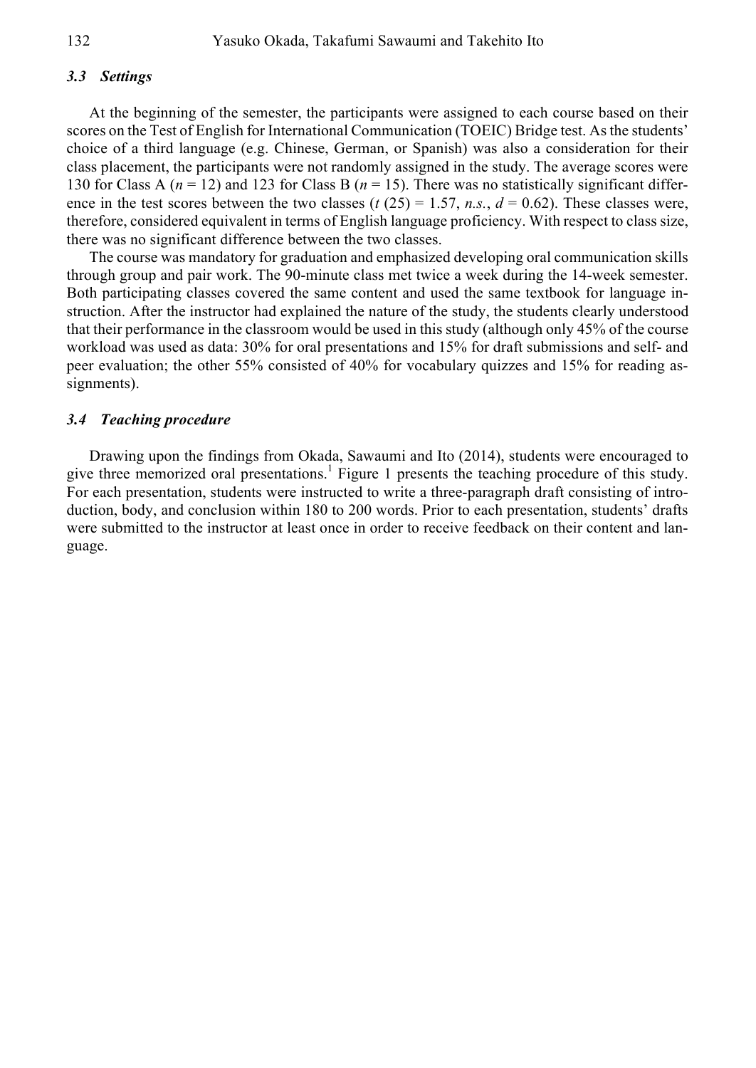### *3.3 Settings*

At the beginning of the semester, the participants were assigned to each course based on their scores on the Test of English for International Communication (TOEIC) Bridge test. As the students' choice of a third language (e.g. Chinese, German, or Spanish) was also a consideration for their class placement, the participants were not randomly assigned in the study. The average scores were 130 for Class A ($n = 12$) and 123 for Class B ($n = 15$). There was no statistically significant difference in the test scores between the two classes ($t$ (25) = 1.57, *n.s.*, $d = 0.62$). These classes were, therefore, considered equivalent in terms of English language proficiency. With respect to class size, there was no significant difference between the two classes.

The course was mandatory for graduation and emphasized developing oral communication skills through group and pair work. The 90-minute class met twice a week during the 14-week semester. Both participating classes covered the same content and used the same textbook for language instruction. After the instructor had explained the nature of the study, the students clearly understood that their performance in the classroom would be used in this study (although only 45% of the course workload was used as data: 30% for oral presentations and 15% for draft submissions and self- and peer evaluation; the other 55% consisted of 40% for vocabulary quizzes and 15% for reading assignments).

### *3.4 Teaching procedure*

Drawing upon the findings from Okada, Sawaumi and Ito (2014), students were encouraged to give three memorized oral presentations.[1] Figure 1 presents the teaching procedure of this study. For each presentation, students were instructed to write a three-paragraph draft consisting of introduction, body, and conclusion within 180 to 200 words. Prior to each presentation, students' drafts were submitted to the instructor at least once in order to receive feedback on their content and language.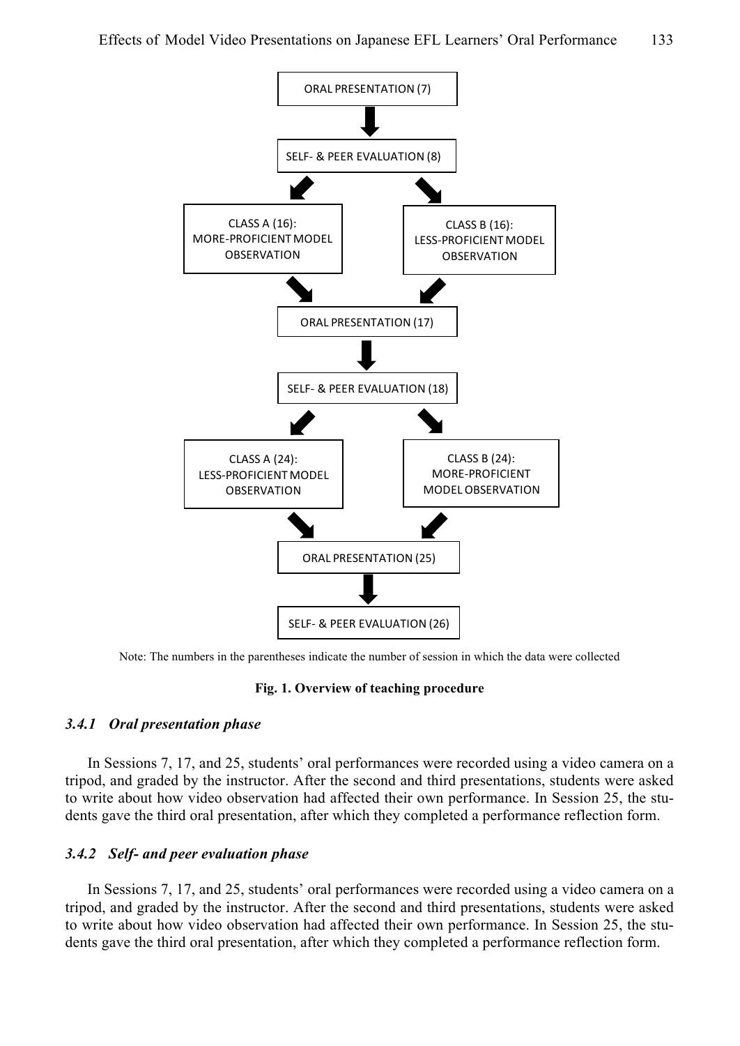ORAL PRESENTATION (7)

SELF- & PEER EVALUATION (8)

CLASS A (16): MORE-PROFICIENT MODEL OBSERVATION

CLASS B (16): LESS-PROFICIENT MODEL OBSERVATION

ORAL PRESENTATION (17)

SELF- & PEER EVALUATION (18)

CLASS A (24): LESS-PROFICIENT MODEL OBSERVATION

CLASS B (24): MORE-PROFICIENT MODEL OBSERVATION

ORAL PRESENTATION (25)

SELF- & PEER EVALUATION (26)

Note: The numbers in the parentheses indicate the number of session in which the data were collected

**Fig. 1. Overview of teaching procedure**

### *3.4.1 Oral presentation phase*

In Sessions 7, 17, and 25, students' oral performances were recorded using a video camera on a tripod, and graded by the instructor. After the second and third presentations, students were asked to write about how video observation had affected their own performance. In Session 25, the students gave the third oral presentation, after which they completed a performance reflection form.

### *3.4.2 Self- and peer evaluation phase*

In Sessions 7, 17, and 25, students' oral performances were recorded using a video camera on a tripod, and graded by the instructor. After the second and third presentations, students were asked to write about how video observation had affected their own performance. In Session 25, the students gave the third oral presentation, after which they completed a performance reflection form.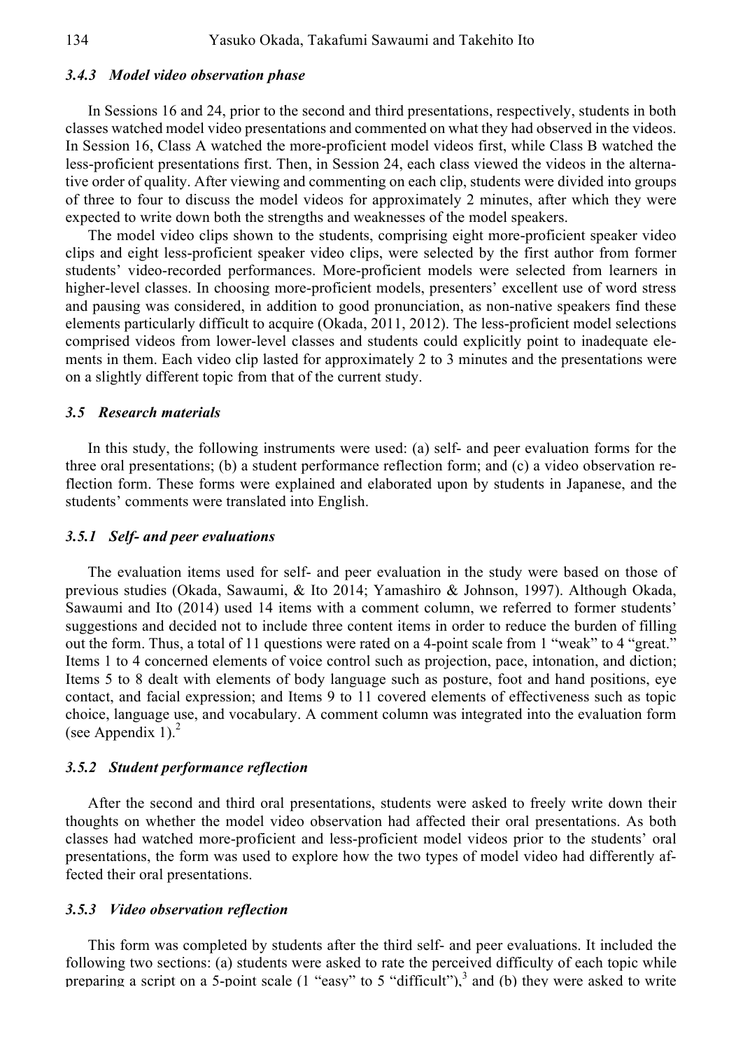### *3.4.3 Model video observation phase*

In Sessions 16 and 24, prior to the second and third presentations, respectively, students in both classes watched model video presentations and commented on what they had observed in the videos. In Session 16, Class A watched the more-proficient model videos first, while Class B watched the less-proficient presentations first. Then, in Session 24, each class viewed the videos in the alternative order of quality. After viewing and commenting on each clip, students were divided into groups of three to four to discuss the model videos for approximately 2 minutes, after which they were expected to write down both the strengths and weaknesses of the model speakers.

The model video clips shown to the students, comprising eight more-proficient speaker video clips and eight less-proficient speaker video clips, were selected by the first author from former students' video-recorded performances. More-proficient models were selected from learners in higher-level classes. In choosing more-proficient models, presenters' excellent use of word stress and pausing was considered, in addition to good pronunciation, as non-native speakers find these elements particularly difficult to acquire (Okada, 2011, 2012). The less-proficient model selections comprised videos from lower-level classes and students could explicitly point to inadequate elements in them. Each video clip lasted for approximately 2 to 3 minutes and the presentations were on a slightly different topic from that of the current study.

### *3.5 Research materials*

In this study, the following instruments were used: (a) self- and peer evaluation forms for the three oral presentations; (b) a student performance reflection form; and (c) a video observation reflection form. These forms were explained and elaborated upon by students in Japanese, and the students' comments were translated into English.

### *3.5.1 Self- and peer evaluations*

The evaluation items used for self- and peer evaluation in the study were based on those of previous studies (Okada, Sawaumi, & Ito 2014; Yamashiro & Johnson, 1997). Although Okada, Sawaumi and Ito (2014) used 14 items with a comment column, we referred to former students' suggestions and decided not to include three content items in order to reduce the burden of filling out the form. Thus, a total of 11 questions were rated on a 4-point scale from 1 "weak" to 4 "great." Items 1 to 4 concerned elements of voice control such as projection, pace, intonation, and diction; Items 5 to 8 dealt with elements of body language such as posture, foot and hand positions, eye contact, and facial expression; and Items 9 to 11 covered elements of effectiveness such as topic choice, language use, and vocabulary. A comment column was integrated into the evaluation form (see Appendix 1).[2]

### *3.5.2 Student performance reflection*

After the second and third oral presentations, students were asked to freely write down their thoughts on whether the model video observation had affected their oral presentations. As both classes had watched more-proficient and less-proficient model videos prior to the students' oral presentations, the form was used to explore how the two types of model video had differently affected their oral presentations.

### *3.5.3 Video observation reflection*

This form was completed by students after the third self- and peer evaluations. It included the following two sections: (a) students were asked to rate the perceived difficulty of each topic while preparing a script on a 5-point scale (1 "easy" to 5 "difficult"),[3] and (b) they were asked to write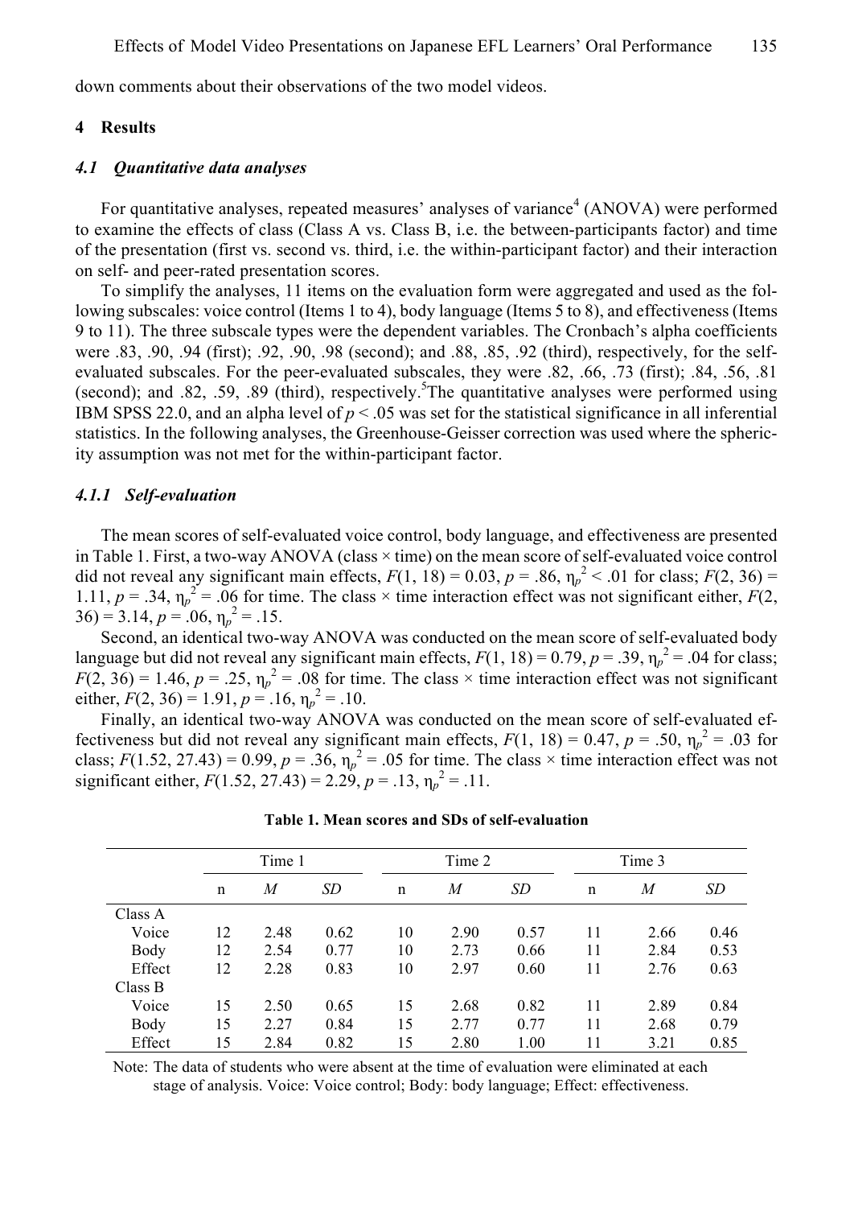down comments about their observations of the two model videos.

## 4 Results

### *4.1 Quantitative data analyses*

For quantitative analyses, repeated measures' analyses of variance[4] (ANOVA) were performed to examine the effects of class (Class A vs. Class B, i.e. the between-participants factor) and time of the presentation (first vs. second vs. third, i.e. the within-participant factor) and their interaction on self- and peer-rated presentation scores.

To simplify the analyses, 11 items on the evaluation form were aggregated and used as the following subscales: voice control (Items 1 to 4), body language (Items 5 to 8), and effectiveness (Items 9 to 11). The three subscale types were the dependent variables. The Cronbach's alpha coefficients were .83, .90, .94 (first); .92, .90, .98 (second); and .88, .85, .92 (third), respectively, for the self-evaluated subscales. For the peer-evaluated subscales, they were .82, .66, .73 (first); .84, .56, .81 (second); and .82, .59, .89 (third), respectively.[5] The quantitative analyses were performed using IBM SPSS 22.0, and an alpha level of $p < .05$ was set for the statistical significance in all inferential statistics. In the following analyses, the Greenhouse-Geisser correction was used where the sphericity assumption was not met for the within-participant factor.

#### *4.1.1 Self-evaluation*

The mean scores of self-evaluated voice control, body language, and effectiveness are presented in Table 1. First, a two-way ANOVA (class × time) on the mean score of self-evaluated voice control did not reveal any significant main effects, $F(1, 18) = 0.03$, $p = .86$, $\eta_p^2 < .01$ for class; $F(2, 36) = 1.11$, $p = .34$, $\eta_p^2 = .06$ for time. The class × time interaction effect was not significant either, $F(2, 36) = 3.14$, $p = .06$, $\eta_p^2 = .15$.

Second, an identical two-way ANOVA was conducted on the mean score of self-evaluated body language but did not reveal any significant main effects, $F(1, 18) = 0.79$, $p = .39$, $\eta_p^2 = .04$ for class; $F(2, 36) = 1.46$, $p = .25$, $\eta_p^2 = .08$ for time. The class × time interaction effect was not significant either, $F(2, 36) = 1.91$, $p = .16$, $\eta_p^2 = .10$.

Finally, an identical two-way ANOVA was conducted on the mean score of self-evaluated effectiveness but did not reveal any significant main effects, $F(1, 18) = 0.47$, $p = .50$, $\eta_p^2 = .03$ for class; $F(1.52, 27.43) = 0.99$, $p = .36$, $\eta_p^2 = .05$ for time. The class × time interaction effect was not significant either, $F(1.52, 27.43) = 2.29$, $p = .13$, $\eta_p^2 = .11$.

**Table 1. Mean scores and SDs of self-evaluation**

| | Time 1 | | | Time 2 | | | Time 3 | | |
|---|---|---|---|---|---|---|---|---|---|
| | n | *M* | *SD* | n | *M* | *SD* | n | *M* | *SD* |
| Class A | | | | | | | | | |
| Voice | 12 | 2.48 | 0.62 | 10 | 2.90 | 0.57 | 11 | 2.66 | 0.46 |
| Body | 12 | 2.54 | 0.77 | 10 | 2.73 | 0.66 | 11 | 2.84 | 0.53 |
| Effect | 12 | 2.28 | 0.83 | 10 | 2.97 | 0.60 | 11 | 2.76 | 0.63 |
| Class B | | | | | | | | | |
| Voice | 15 | 2.50 | 0.65 | 15 | 2.68 | 0.82 | 11 | 2.89 | 0.84 |
| Body | 15 | 2.27 | 0.84 | 15 | 2.77 | 0.77 | 11 | 2.68 | 0.79 |
| Effect | 15 | 2.84 | 0.82 | 15 | 2.80 | 1.00 | 11 | 3.21 | 0.85 |

Note: The data of students who were absent at the time of evaluation were eliminated at each stage of analysis. Voice: Voice control; Body: body language; Effect: effectiveness.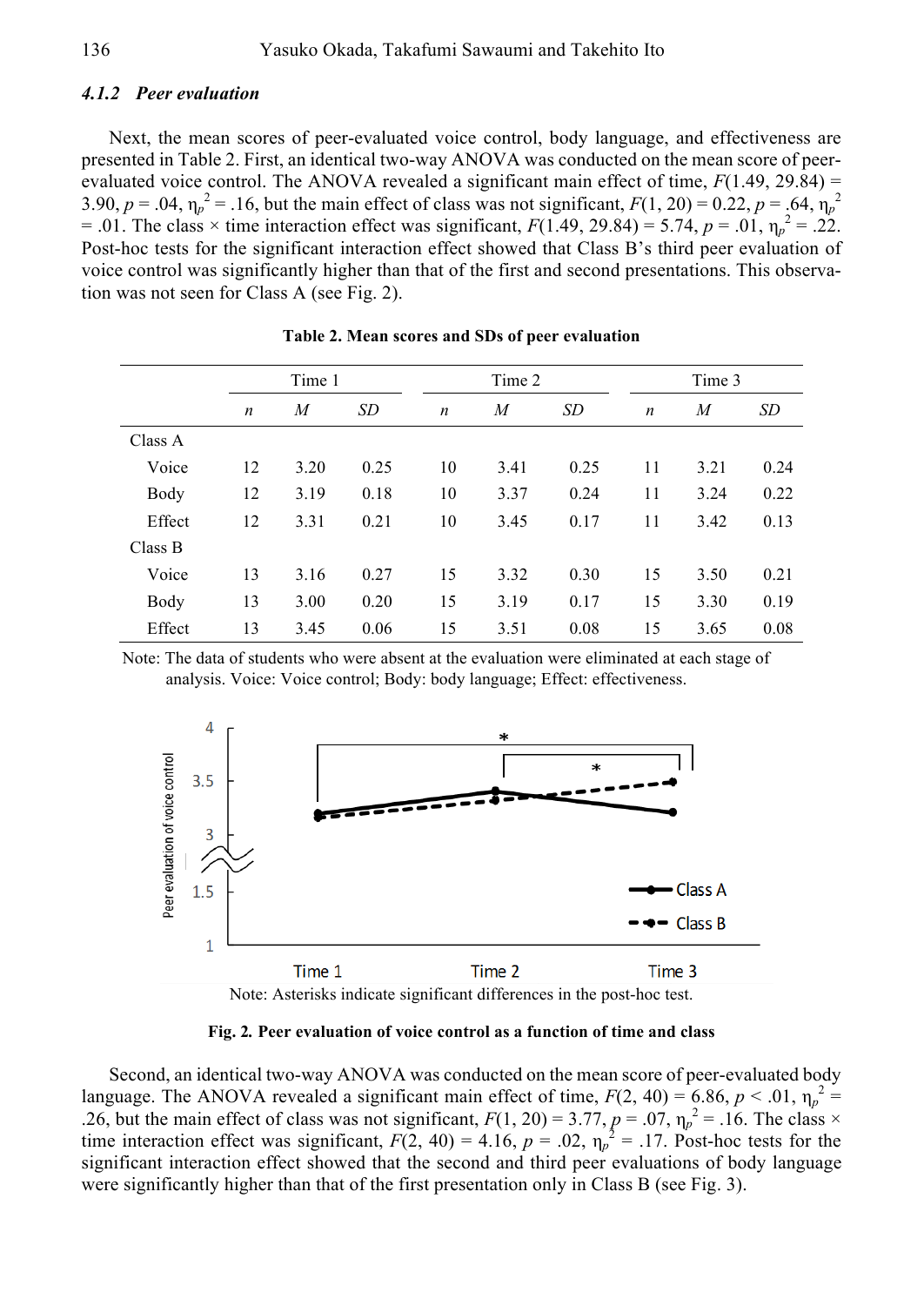### 4.1.2 Peer evaluation

Next, the mean scores of peer-evaluated voice control, body language, and effectiveness are presented in Table 2. First, an identical two-way ANOVA was conducted on the mean score of peer-evaluated voice control. The ANOVA revealed a significant main effect of time, $F(1.49, 29.84) = 3.90$, $p = .04$, $\eta_p^2 = .16$, but the main effect of class was not significant, $F(1, 20) = 0.22$, $p = .64$, $\eta_p^2 = .01$. The class × time interaction effect was significant, $F(1.49, 29.84) = 5.74$, $p = .01$, $\eta_p^2 = .22$. Post-hoc tests for the significant interaction effect showed that Class B's third peer evaluation of voice control was significantly higher than that of the first and second presentations. This observation was not seen for Class A (see Fig. 2).

**Table 2. Mean scores and SDs of peer evaluation**

| | Time 1 | | | Time 2 | | | Time 3 | | |
|---|---|---|---|---|---|---|---|---|---|
| | *n* | *M* | *SD* | *n* | *M* | *SD* | *n* | *M* | *SD* |
| Class A | | | | | | | | | |
| Voice | 12 | 3.20 | 0.25 | 10 | 3.41 | 0.25 | 11 | 3.21 | 0.24 |
| Body | 12 | 3.19 | 0.18 | 10 | 3.37 | 0.24 | 11 | 3.24 | 0.22 |
| Effect | 12 | 3.31 | 0.21 | 10 | 3.45 | 0.17 | 11 | 3.42 | 0.13 |
| Class B | | | | | | | | | |
| Voice | 13 | 3.16 | 0.27 | 15 | 3.32 | 0.30 | 15 | 3.50 | 0.21 |
| Body | 13 | 3.00 | 0.20 | 15 | 3.19 | 0.17 | 15 | 3.30 | 0.19 |
| Effect | 13 | 3.45 | 0.06 | 15 | 3.51 | 0.08 | 15 | 3.65 | 0.08 |

Note: The data of students who were absent at the evaluation were eliminated at each stage of analysis. Voice: Voice control; Body: body language; Effect: effectiveness.

Peer evaluation of voice control

4
3.5
3
1.5
1

Time 1
Time 2
Time 3

Class A
Class B

\*
\*

Note: Asterisks indicate significant differences in the post-hoc test.

**Fig. 2. Peer evaluation of voice control as a function of time and class**

Second, an identical two-way ANOVA was conducted on the mean score of peer-evaluated body language. The ANOVA revealed a significant main effect of time, $F(2, 40) = 6.86$, $p < .01$, $\eta_p^2 = .26$, but the main effect of class was not significant, $F(1, 20) = 3.77$, $p = .07$, $\eta_p^2 = .16$. The class × time interaction effect was significant, $F(2, 40) = 4.16$, $p = .02$, $\eta_p^2 = .17$. Post-hoc tests for the significant interaction effect showed that the second and third peer evaluations of body language were significantly higher than that of the first presentation only in Class B (see Fig. 3).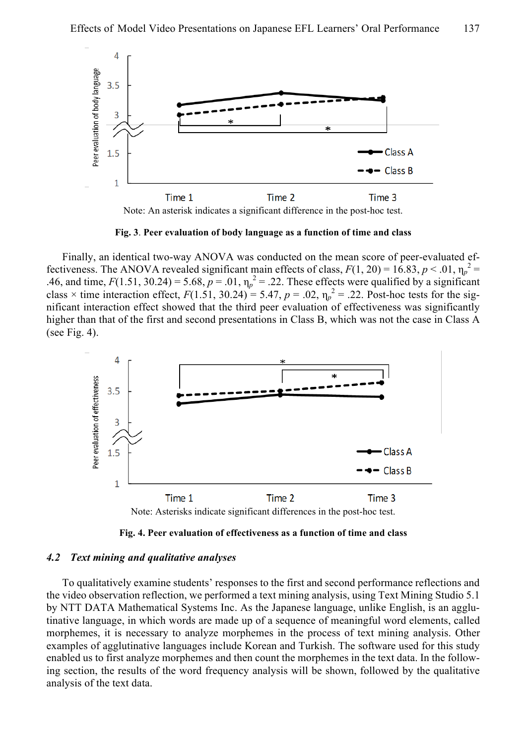Peer evaluation of body language

4

3.5

3

1.5

1

Time 1

Time 2

Time 3

*

*

Class A

Class B

Note: An asterisk indicates a significant difference in the post-hoc test.

**Fig. 3**. **Peer evaluation of body language as a function of time and class**

Finally, an identical two-way ANOVA was conducted on the mean score of peer-evaluated effectiveness. The ANOVA revealed significant main effects of class, $F(1, 20) = 16.83$, $p < .01$, $\eta_p^2 = .46$, and time, $F(1.51, 30.24) = 5.68$, $p = .01$, $\eta_p^2 = .22$. These effects were qualified by a significant class × time interaction effect, $F(1.51, 30.24) = 5.47$, $p = .02$, $\eta_p^2 = .22$. Post-hoc tests for the significant interaction effect showed that the third peer evaluation of effectiveness was significantly higher than that of the first and second presentations in Class B, which was not the case in Class A (see Fig. 4).

Peer evaluation of effectiveness

4

3.5

3

1.5

1

Time 1

Time 2

Time 3

*

*

Class A

Class B

Note: Asterisks indicate significant differences in the post-hoc test.

**Fig. 4. Peer evaluation of effectiveness as a function of time and class**

### *4.2 Text mining and qualitative analyses*

To qualitatively examine students' responses to the first and second performance reflections and the video observation reflection, we performed a text mining analysis, using Text Mining Studio 5.1 by NTT DATA Mathematical Systems Inc. As the Japanese language, unlike English, is an agglutinative language, in which words are made up of a sequence of meaningful word elements, called morphemes, it is necessary to analyze morphemes in the process of text mining analysis. Other examples of agglutinative languages include Korean and Turkish. The software used for this study enabled us to first analyze morphemes and then count the morphemes in the text data. In the following section, the results of the word frequency analysis will be shown, followed by the qualitative analysis of the text data.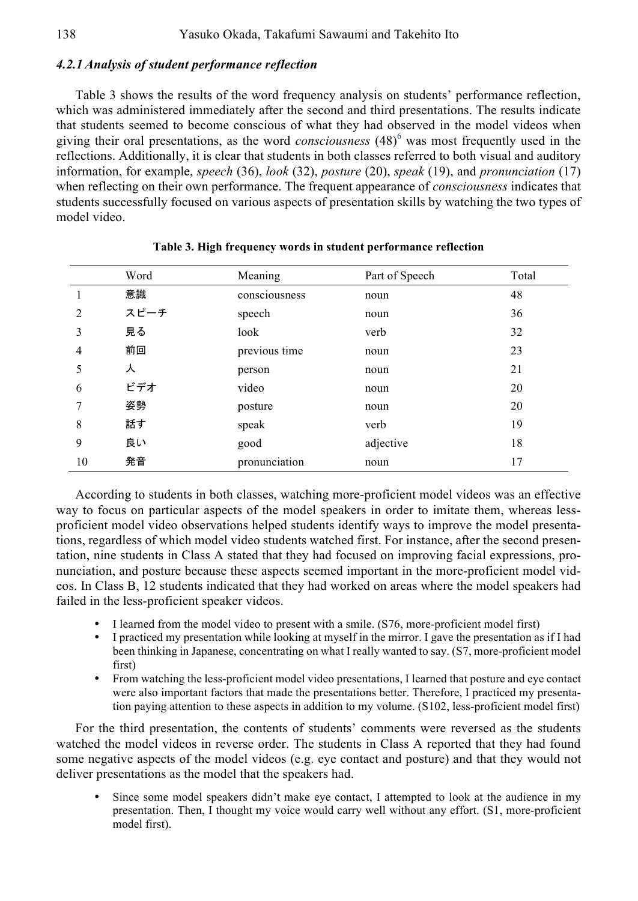### *4.2.1 Analysis of student performance reflection*

Table 3 shows the results of the word frequency analysis on students' performance reflection, which was administered immediately after the second and third presentations. The results indicate that students seemed to become conscious of what they had observed in the model videos when giving their oral presentations, as the word *consciousness* (48)[6] was most frequently used in the reflections. Additionally, it is clear that students in both classes referred to both visual and auditory information, for example, *speech* (36), *look* (32), *posture* (20), *speak* (19), and *pronunciation* (17) when reflecting on their own performance. The frequent appearance of *consciousness* indicates that students successfully focused on various aspects of presentation skills by watching the two types of model video.

**Table 3. High frequency words in student performance reflection**

| | Word | Meaning | Part of Speech | Total |
|---|---|---|---|---|
| 1 | 意識 | consciousness | noun | 48 |
| 2 | スピーチ | speech | noun | 36 |
| 3 | 見る | look | verb | 32 |
| 4 | 前回 | previous time | noun | 23 |
| 5 | 人 | person | noun | 21 |
| 6 | ビデオ | video | noun | 20 |
| 7 | 姿勢 | posture | noun | 20 |
| 8 | 話す | speak | verb | 19 |
| 9 | 良い | good | adjective | 18 |
| 10 | 発音 | pronunciation | noun | 17 |

According to students in both classes, watching more-proficient model videos was an effective way to focus on particular aspects of the model speakers in order to imitate them, whereas less-proficient model video observations helped students identify ways to improve the model presentations, regardless of which model video students watched first. For instance, after the second presentation, nine students in Class A stated that they had focused on improving facial expressions, pronunciation, and posture because these aspects seemed important in the more-proficient model videos. In Class B, 12 students indicated that they had worked on areas where the model speakers had failed in the less-proficient speaker videos.

- I learned from the model video to present with a smile. (S76, more-proficient model first)
- I practiced my presentation while looking at myself in the mirror. I gave the presentation as if I had been thinking in Japanese, concentrating on what I really wanted to say. (S7, more-proficient model first)
- From watching the less-proficient model video presentations, I learned that posture and eye contact were also important factors that made the presentations better. Therefore, I practiced my presentation paying attention to these aspects in addition to my volume. (S102, less-proficient model first)

For the third presentation, the contents of students' comments were reversed as the students watched the model videos in reverse order. The students in Class A reported that they had found some negative aspects of the model videos (e.g. eye contact and posture) and that they would not deliver presentations as the model that the speakers had.

- Since some model speakers didn't make eye contact, I attempted to look at the audience in my presentation. Then, I thought my voice would carry well without any effort. (S1, more-proficient model first).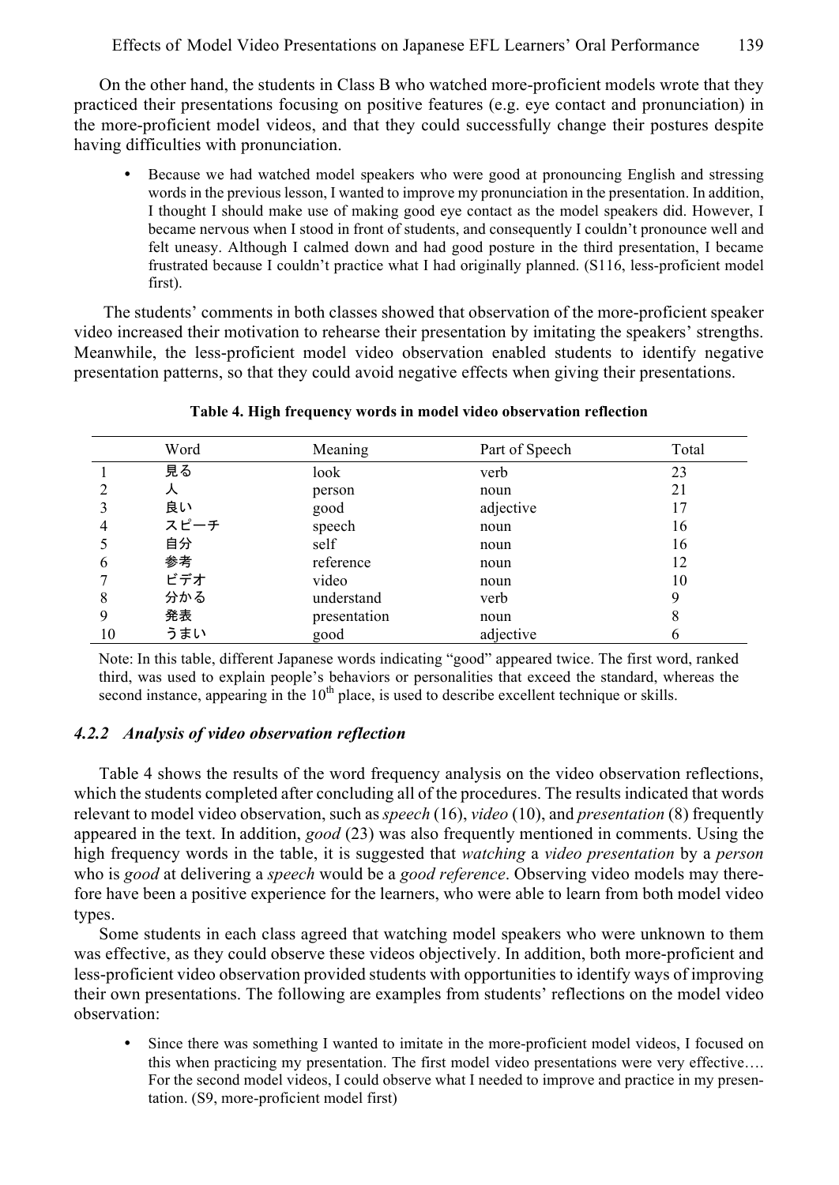On the other hand, the students in Class B who watched more-proficient models wrote that they practiced their presentations focusing on positive features (e.g. eye contact and pronunciation) in the more-proficient model videos, and that they could successfully change their postures despite having difficulties with pronunciation.

- Because we had watched model speakers who were good at pronouncing English and stressing words in the previous lesson, I wanted to improve my pronunciation in the presentation. In addition, I thought I should make use of making good eye contact as the model speakers did. However, I became nervous when I stood in front of students, and consequently I couldn't pronounce well and felt uneasy. Although I calmed down and had good posture in the third presentation, I became frustrated because I couldn't practice what I had originally planned. (S116, less-proficient model first).

The students' comments in both classes showed that observation of the more-proficient speaker video increased their motivation to rehearse their presentation by imitating the speakers' strengths. Meanwhile, the less-proficient model video observation enabled students to identify negative presentation patterns, so that they could avoid negative effects when giving their presentations.

**Table 4. High frequency words in model video observation reflection**

| | Word | Meaning | Part of Speech | Total |
|---|---|---|---|---|
| 1 | 見る | look | verb | 23 |
| 2 | 人 | person | noun | 21 |
| 3 | 良い | good | adjective | 17 |
| 4 | スピーチ | speech | noun | 16 |
| 5 | 自分 | self | noun | 16 |
| 6 | 参考 | reference | noun | 12 |
| 7 | ビデオ | video | noun | 10 |
| 8 | 分かる | understand | verb | 9 |
| 9 | 発表 | presentation | noun | 8 |
| 10 | うまい | good | adjective | 6 |

Note: In this table, different Japanese words indicating "good" appeared twice. The first word, ranked third, was used to explain people's behaviors or personalities that exceed the standard, whereas the second instance, appearing in the 10th place, is used to describe excellent technique or skills.

#### *4.2.2 Analysis of video observation reflection*

Table 4 shows the results of the word frequency analysis on the video observation reflections, which the students completed after concluding all of the procedures. The results indicated that words relevant to model video observation, such as *speech* (16), *video* (10), and *presentation* (8) frequently appeared in the text. In addition, *good* (23) was also frequently mentioned in comments. Using the high frequency words in the table, it is suggested that *watching* a *video presentation* by a *person* who is *good* at delivering a *speech* would be a *good reference*. Observing video models may therefore have been a positive experience for the learners, who were able to learn from both model video types.

Some students in each class agreed that watching model speakers who were unknown to them was effective, as they could observe these videos objectively. In addition, both more-proficient and less-proficient video observation provided students with opportunities to identify ways of improving their own presentations. The following are examples from students' reflections on the model video observation:

- Since there was something I wanted to imitate in the more-proficient model videos, I focused on this when practicing my presentation. The first model video presentations were very effective…. For the second model videos, I could observe what I needed to improve and practice in my presentation. (S9, more-proficient model first)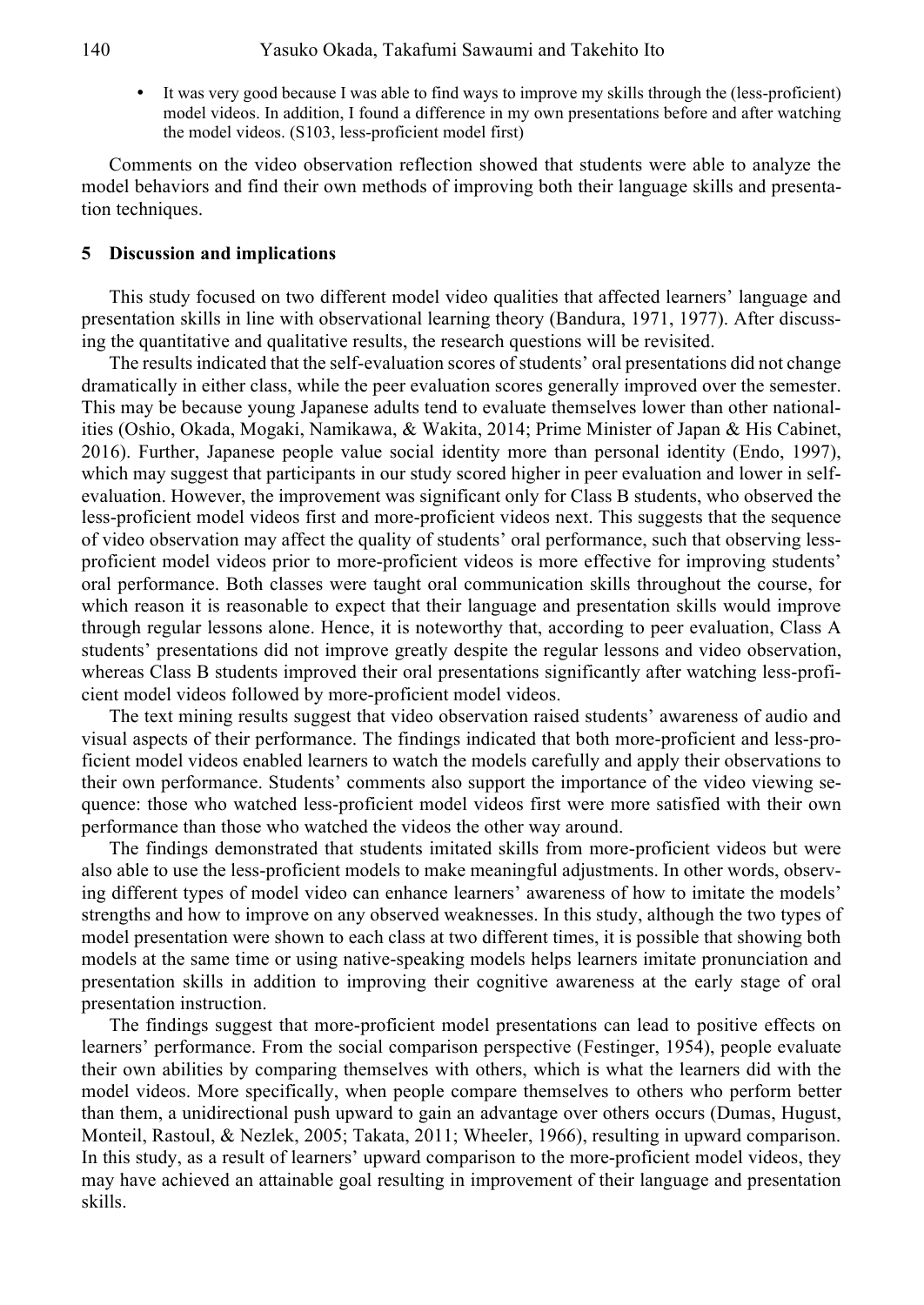- It was very good because I was able to find ways to improve my skills through the (less-proficient) model videos. In addition, I found a difference in my own presentations before and after watching the model videos. (S103, less-proficient model first)

Comments on the video observation reflection showed that students were able to analyze the model behaviors and find their own methods of improving both their language skills and presentation techniques.

## 5 Discussion and implications

This study focused on two different model video qualities that affected learners' language and presentation skills in line with observational learning theory (Bandura, 1971, 1977). After discussing the quantitative and qualitative results, the research questions will be revisited.

The results indicated that the self-evaluation scores of students' oral presentations did not change dramatically in either class, while the peer evaluation scores generally improved over the semester. This may be because young Japanese adults tend to evaluate themselves lower than other nationalities (Oshio, Okada, Mogaki, Namikawa, & Wakita, 2014; Prime Minister of Japan & His Cabinet, 2016). Further, Japanese people value social identity more than personal identity (Endo, 1997), which may suggest that participants in our study scored higher in peer evaluation and lower in self-evaluation. However, the improvement was significant only for Class B students, who observed the less-proficient model videos first and more-proficient videos next. This suggests that the sequence of video observation may affect the quality of students' oral performance, such that observing less-proficient model videos prior to more-proficient videos is more effective for improving students' oral performance. Both classes were taught oral communication skills throughout the course, for which reason it is reasonable to expect that their language and presentation skills would improve through regular lessons alone. Hence, it is noteworthy that, according to peer evaluation, Class A students' presentations did not improve greatly despite the regular lessons and video observation, whereas Class B students improved their oral presentations significantly after watching less-proficient model videos followed by more-proficient model videos.

The text mining results suggest that video observation raised students' awareness of audio and visual aspects of their performance. The findings indicated that both more-proficient and less-proficient model videos enabled learners to watch the models carefully and apply their observations to their own performance. Students' comments also support the importance of the video viewing sequence: those who watched less-proficient model videos first were more satisfied with their own performance than those who watched the videos the other way around.

The findings demonstrated that students imitated skills from more-proficient videos but were also able to use the less-proficient models to make meaningful adjustments. In other words, observing different types of model video can enhance learners' awareness of how to imitate the models' strengths and how to improve on any observed weaknesses. In this study, although the two types of model presentation were shown to each class at two different times, it is possible that showing both models at the same time or using native-speaking models helps learners imitate pronunciation and presentation skills in addition to improving their cognitive awareness at the early stage of oral presentation instruction.

The findings suggest that more-proficient model presentations can lead to positive effects on learners' performance. From the social comparison perspective (Festinger, 1954), people evaluate their own abilities by comparing themselves with others, which is what the learners did with the model videos. More specifically, when people compare themselves to others who perform better than them, a unidirectional push upward to gain an advantage over others occurs (Dumas, Hugust, Monteil, Rastoul, & Nezlek, 2005; Takata, 2011; Wheeler, 1966), resulting in upward comparison. In this study, as a result of learners' upward comparison to the more-proficient model videos, they may have achieved an attainable goal resulting in improvement of their language and presentation skills.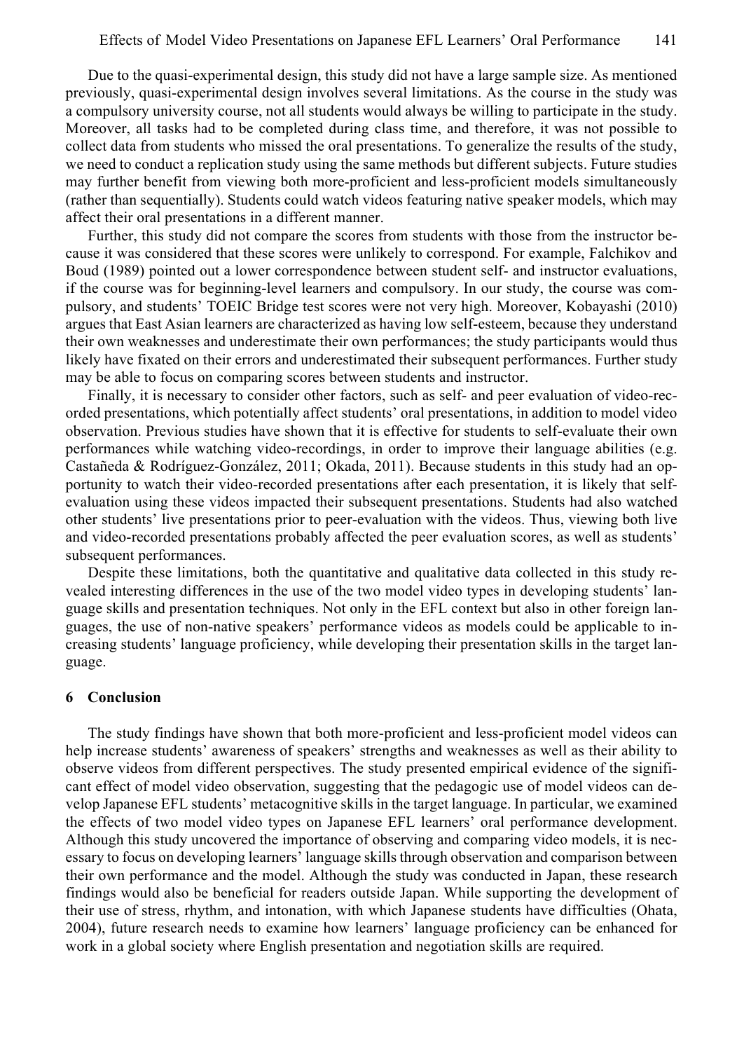Due to the quasi-experimental design, this study did not have a large sample size. As mentioned previously, quasi-experimental design involves several limitations. As the course in the study was a compulsory university course, not all students would always be willing to participate in the study. Moreover, all tasks had to be completed during class time, and therefore, it was not possible to collect data from students who missed the oral presentations. To generalize the results of the study, we need to conduct a replication study using the same methods but different subjects. Future studies may further benefit from viewing both more-proficient and less-proficient models simultaneously (rather than sequentially). Students could watch videos featuring native speaker models, which may affect their oral presentations in a different manner.

Further, this study did not compare the scores from students with those from the instructor because it was considered that these scores were unlikely to correspond. For example, Falchikov and Boud (1989) pointed out a lower correspondence between student self- and instructor evaluations, if the course was for beginning-level learners and compulsory. In our study, the course was compulsory, and students' TOEIC Bridge test scores were not very high. Moreover, Kobayashi (2010) argues that East Asian learners are characterized as having low self-esteem, because they understand their own weaknesses and underestimate their own performances; the study participants would thus likely have fixated on their errors and underestimated their subsequent performances. Further study may be able to focus on comparing scores between students and instructor.

Finally, it is necessary to consider other factors, such as self- and peer evaluation of video-recorded presentations, which potentially affect students' oral presentations, in addition to model video observation. Previous studies have shown that it is effective for students to self-evaluate their own performances while watching video-recordings, in order to improve their language abilities (e.g. Castañeda & Rodríguez-González, 2011; Okada, 2011). Because students in this study had an opportunity to watch their video-recorded presentations after each presentation, it is likely that self-evaluation using these videos impacted their subsequent presentations. Students had also watched other students' live presentations prior to peer-evaluation with the videos. Thus, viewing both live and video-recorded presentations probably affected the peer evaluation scores, as well as students' subsequent performances.

Despite these limitations, both the quantitative and qualitative data collected in this study revealed interesting differences in the use of the two model video types in developing students' language skills and presentation techniques. Not only in the EFL context but also in other foreign languages, the use of non-native speakers' performance videos as models could be applicable to increasing students' language proficiency, while developing their presentation skills in the target language.

## 6 Conclusion

The study findings have shown that both more-proficient and less-proficient model videos can help increase students' awareness of speakers' strengths and weaknesses as well as their ability to observe videos from different perspectives. The study presented empirical evidence of the significant effect of model video observation, suggesting that the pedagogic use of model videos can develop Japanese EFL students' metacognitive skills in the target language. In particular, we examined the effects of two model video types on Japanese EFL learners' oral performance development. Although this study uncovered the importance of observing and comparing video models, it is necessary to focus on developing learners' language skills through observation and comparison between their own performance and the model. Although the study was conducted in Japan, these research findings would also be beneficial for readers outside Japan. While supporting the development of their use of stress, rhythm, and intonation, with which Japanese students have difficulties (Ohata, 2004), future research needs to examine how learners' language proficiency can be enhanced for work in a global society where English presentation and negotiation skills are required.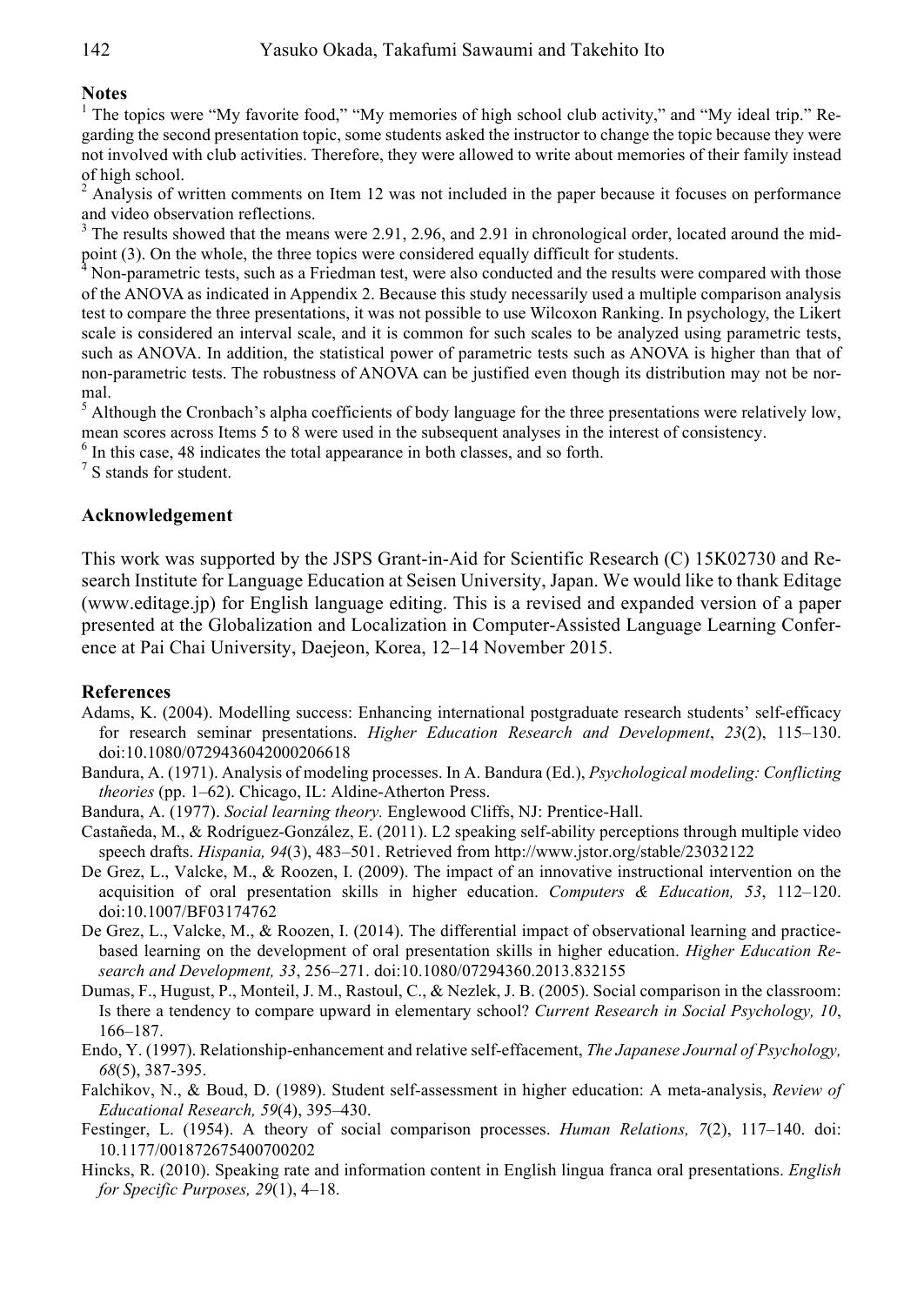## Notes

[1] The topics were "My favorite food," "My memories of high school club activity," and "My ideal trip." Regarding the second presentation topic, some students asked the instructor to change the topic because they were not involved with club activities. Therefore, they were allowed to write about memories of their family instead of high school.

[2] Analysis of written comments on Item 12 was not included in the paper because it focuses on performance and video observation reflections.

[3] The results showed that the means were 2.91, 2.96, and 2.91 in chronological order, located around the mid-point (3). On the whole, the three topics were considered equally difficult for students.

[4] Non-parametric tests, such as a Friedman test, were also conducted and the results were compared with those of the ANOVA as indicated in Appendix 2. Because this study necessarily used a multiple comparison analysis test to compare the three presentations, it was not possible to use Wilcoxon Ranking. In psychology, the Likert scale is considered an interval scale, and it is common for such scales to be analyzed using parametric tests, such as ANOVA. In addition, the statistical power of parametric tests such as ANOVA is higher than that of non-parametric tests. The robustness of ANOVA can be justified even though its distribution may not be normal.

[5] Although the Cronbach's alpha coefficients of body language for the three presentations were relatively low, mean scores across Items 5 to 8 were used in the subsequent analyses in the interest of consistency.

[6] In this case, 48 indicates the total appearance in both classes, and so forth.

[7] S stands for student.

## Acknowledgement

This work was supported by the JSPS Grant-in-Aid for Scientific Research (C) 15K02730 and Research Institute for Language Education at Seisen University, Japan. We would like to thank Editage (www.editage.jp) for English language editing. This is a revised and expanded version of a paper presented at the Globalization and Localization in Computer-Assisted Language Learning Conference at Pai Chai University, Daejeon, Korea, 12–14 November 2015.

## References

Adams, K. (2004). Modelling success: Enhancing international postgraduate research students' self-efficacy for research seminar presentations. *Higher Education Research and Development*, *23*(2), 115–130. doi:10.1080/0729436042000206618

Bandura, A. (1971). Analysis of modeling processes. In A. Bandura (Ed.), *Psychological modeling: Conflicting theories* (pp. 1–62). Chicago, IL: Aldine-Atherton Press.

Bandura, A. (1977). *Social learning theory.* Englewood Cliffs, NJ: Prentice-Hall.

Castañeda, M., & Rodríguez-González, E. (2011). L2 speaking self-ability perceptions through multiple video speech drafts. *Hispania, 94*(3), 483–501. Retrieved from http://www.jstor.org/stable/23032122

De Grez, L., Valcke, M., & Roozen, I. (2009). The impact of an innovative instructional intervention on the acquisition of oral presentation skills in higher education. *Computers & Education, 53*, 112–120. doi:10.1007/BF03174762

De Grez, L., Valcke, M., & Roozen, I. (2014). The differential impact of observational learning and practice-based learning on the development of oral presentation skills in higher education. *Higher Education Research and Development, 33*, 256–271. doi:10.1080/07294360.2013.832155

Dumas, F., Hugust, P., Monteil, J. M., Rastoul, C., & Nezlek, J. B. (2005). Social comparison in the classroom: Is there a tendency to compare upward in elementary school? *Current Research in Social Psychology, 10*, 166–187.

Endo, Y. (1997). Relationship-enhancement and relative self-effacement, *The Japanese Journal of Psychology, 68*(5), 387-395.

Falchikov, N., & Boud, D. (1989). Student self-assessment in higher education: A meta-analysis, *Review of Educational Research, 59*(4), 395–430.

Festinger, L. (1954). A theory of social comparison processes. *Human Relations, 7*(2), 117–140. doi: 10.1177/001872675400700202

Hincks, R. (2010). Speaking rate and information content in English lingua franca oral presentations. *English for Specific Purposes, 29*(1), 4–18.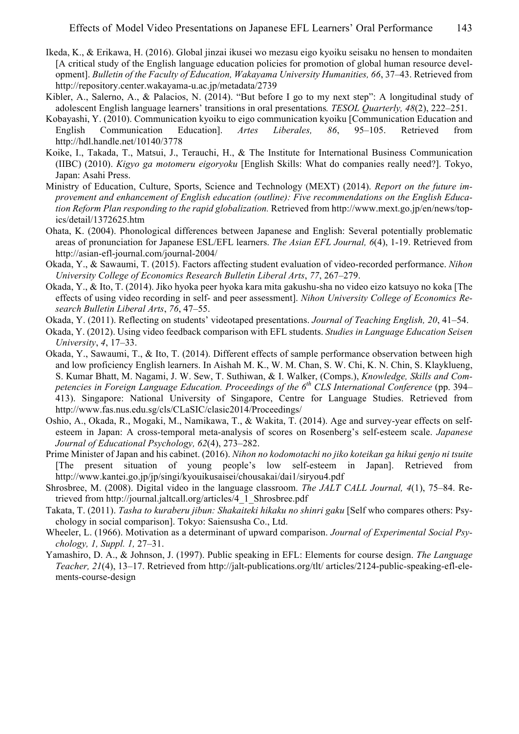Ikeda, K., & Erikawa, H. (2016). Global jinzai ikusei wo mezasu eigo kyoiku seisaku no hensen to mondaiten [A critical study of the English language education policies for promotion of global human resource development]. *Bulletin of the Faculty of Education, Wakayama University Humanities, 66*, 37–43. Retrieved from http://repository.center.wakayama-u.ac.jp/metadata/2739

Kibler, A., Salerno, A., & Palacios, N. (2014). "But before I go to my next step": A longitudinal study of adolescent English language learners' transitions in oral presentations*. TESOL Quarterly, 48*(2), 222–251.

Kobayashi, Y. (2010). Communication kyoiku to eigo communication kyoiku [Communication Education and English Communication Education]. *Artes Liberales, 86*, 95–105. Retrieved from http://hdl.handle.net/10140/3778

Koike, I., Takada, T., Matsui, J., Terauchi, H., & The Institute for International Business Communication (IIBC) (2010). *Kigyo ga motomeru eigoryoku* [English Skills: What do companies really need?]. Tokyo, Japan: Asahi Press.

Ministry of Education, Culture, Sports, Science and Technology (MEXT) (2014). *Report on the future improvement and enhancement of English education (outline): Five recommendations on the English Education Reform Plan responding to the rapid globalization.* Retrieved from http://www.mext.go.jp/en/news/topics/detail/1372625.htm

Ohata, K. (2004). Phonological differences between Japanese and English: Several potentially problematic areas of pronunciation for Japanese ESL/EFL learners. *The Asian EFL Journal, 6*(4), 1-19. Retrieved from http://asian-efl-journal.com/journal-2004/

Okada, Y., & Sawaumi, T. (2015). Factors affecting student evaluation of video-recorded performance. *Nihon University College of Economics Research Bulletin Liberal Arts*, *77*, 267–279.

Okada, Y., & Ito, T. (2014). Jiko hyoka peer hyoka kara mita gakushu-sha no video eizo katsuyo no koka [The effects of using video recording in self- and peer assessment]. *Nihon University College of Economics Research Bulletin Liberal Arts*, *76*, 47–55.

Okada, Y. (2011). Reflecting on students' videotaped presentations. *Journal of Teaching English, 20*, 41–54.

Okada, Y. (2012). Using video feedback comparison with EFL students. *Studies in Language Education Seisen University*, *4*, 17–33.

Okada, Y., Sawaumi, T., & Ito, T. (2014). Different effects of sample performance observation between high and low proficiency English learners. In Aishah M. K., W. M. Chan, S. W. Chi, K. N. Chin, S. Klayklueng, S. Kumar Bhatt, M. Nagami, J. W. Sew, T. Suthiwan, & I. Walker, (Comps.), *Knowledge, Skills and Competencies in Foreign Language Education. Proceedings of the 6th CLS International Conference* (pp. 394–413). Singapore: National University of Singapore, Centre for Language Studies. Retrieved from http://www.fas.nus.edu.sg/cls/CLaSIC/clasic2014/Proceedings/

Oshio, A., Okada, R., Mogaki, M., Namikawa, T., & Wakita, T. (2014). Age and survey-year effects on self-esteem in Japan: A cross-temporal meta-analysis of scores on Rosenberg's self-esteem scale. *Japanese Journal of Educational Psychology, 62*(4), 273–282.

Prime Minister of Japan and his cabinet. (2016). *Nihon no kodomotachi no jiko koteikan ga hikui genjo ni tsuite* [The present situation of young people's low self-esteem in Japan]. Retrieved from http://www.kantei.go.jp/jp/singi/kyouikusaisei/chousakai/dai1/siryou4.pdf

Shrosbree, M. (2008). Digital video in the language classroom. *The JALT CALL Journal, 4*(1), 75–84. Retrieved from http://journal.jaltcall.org/articles/4_1_Shrosbree.pdf

Takata, T. (2011). *Tasha to kuraberu jibun: Shakaiteki hikaku no shinri gaku* [Self who compares others: Psychology in social comparison]. Tokyo: Saiensusha Co., Ltd.

Wheeler, L. (1966). Motivation as a determinant of upward comparison. *Journal of Experimental Social Psychology, 1, Suppl. 1,* 27–31.

Yamashiro, D. A., & Johnson, J. (1997). Public speaking in EFL: Elements for course design. *The Language Teacher, 21*(4), 13–17. Retrieved from http://jalt-publications.org/tlt/ articles/2124-public-speaking-efl-elements-course-design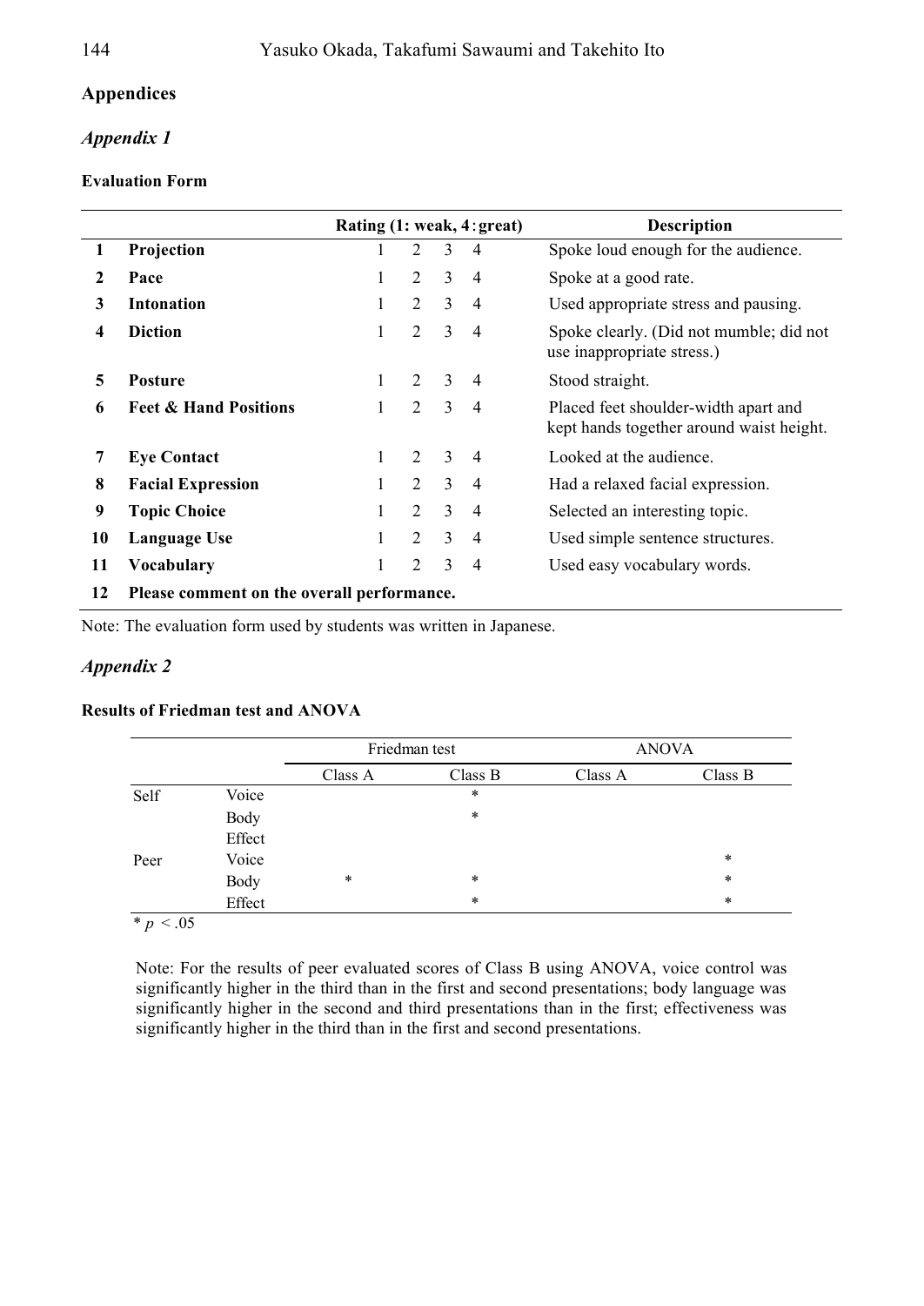## Appendices

### *Appendix 1*

**Evaluation Form**

| | | Rating (1: weak, 4 : great) | | | | Description |
|---|---|---|---|---|---|---|
| **1** | **Projection** | 1 | 2 | 3 | 4 | Spoke loud enough for the audience. |
| **2** | **Pace** | 1 | 2 | 3 | 4 | Spoke at a good rate. |
| **3** | **Intonation** | 1 | 2 | 3 | 4 | Used appropriate stress and pausing. |
| **4** | **Diction** | 1 | 2 | 3 | 4 | Spoke clearly. (Did not mumble; did not use inappropriate stress.) |
| **5** | **Posture** | 1 | 2 | 3 | 4 | Stood straight. |
| **6** | **Feet & Hand Positions** | 1 | 2 | 3 | 4 | Placed feet shoulder-width apart and kept hands together around waist height. |
| **7** | **Eye Contact** | 1 | 2 | 3 | 4 | Looked at the audience. |
| **8** | **Facial Expression** | 1 | 2 | 3 | 4 | Had a relaxed facial expression. |
| **9** | **Topic Choice** | 1 | 2 | 3 | 4 | Selected an interesting topic. |
| **10** | **Language Use** | 1 | 2 | 3 | 4 | Used simple sentence structures. |
| **11** | **Vocabulary** | 1 | 2 | 3 | 4 | Used easy vocabulary words. |
| **12** | **Please comment on the overall performance.** | | | | | |

Note: The evaluation form used by students was written in Japanese.

### *Appendix 2*

**Results of Friedman test and ANOVA**

| | | Friedman test | | ANOVA | |
|---|---|---|---|---|---|
| | | Class A | Class B | Class A | Class B |
| Self | Voice | | * | | |
| | Body | | * | | |
| | Effect | | | | |
| Peer | Voice | | | | * |
| | Body | * | * | | * |
| | Effect | | * | | * |

* $p < .05$

Note: For the results of peer evaluated scores of Class B using ANOVA, voice control was significantly higher in the third than in the first and second presentations; body language was significantly higher in the second and third presentations than in the first; effectiveness was significantly higher in the third than in the first and second presentations.